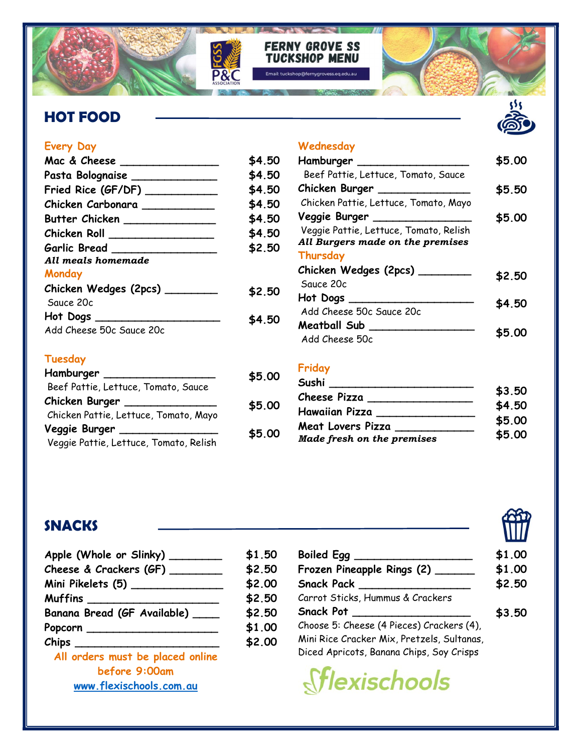# FERNY GROVE SS TUCKSHOP MENU

Email: tuckshop@fernygrovess.eq.edu.au

## HOT FOOD

### Every Day

| Item | Price |
|---|---|
| Mac & Cheese | $4.50 |
| Pasta Bolognaise | $4.50 |
| Fried Rice (GF/DF) | $4.50 |
| Chicken Carbonara | $4.50 |
| Butter Chicken | $4.50 |
| Chicken Roll | $4.50 |
| Garlic Bread | $2.50 |

***All meals homemade***

### Monday

| Item | Price |
|---|---|
| Chicken Wedges (2pcs) <br> Sauce 20c | $2.50 |
| Hot Dogs <br> Add Cheese 50c Sauce 20c | $4.50 |

### Tuesday

| Item | Price |
|---|---|
| Hamburger <br> Beef Pattie, Lettuce, Tomato, Sauce | $5.00 |
| Chicken Burger <br> Chicken Pattie, Lettuce, Tomato, Mayo | $5.00 |
| Veggie Burger <br> Veggie Pattie, Lettuce, Tomato, Relish | $5.00 |

### Wednesday

| Item | Price |
|---|---|
| Hamburger <br> Beef Pattie, Lettuce, Tomato, Sauce | $5.00 |
| Chicken Burger <br> Chicken Pattie, Lettuce, Tomato, Mayo | $5.50 |
| Veggie Burger <br> Veggie Pattie, Lettuce, Tomato, Relish | $5.00 |

***All Burgers made on the premises***

### Thursday

| Item | Price |
|---|---|
| Chicken Wedges (2pcs) <br> Sauce 20c | $2.50 |
| Hot Dogs <br> Add Cheese 50c Sauce 20c | $4.50 |
| Meatball Sub <br> Add Cheese 50c | $5.00 |

### Friday

| Item | Price |
|---|---|
| Sushi | $3.50 |
| Cheese Pizza | $4.50 |
| Hawaiian Pizza | $5.00 |
| Meat Lovers Pizza | $5.00 |

***Made fresh on the premises***

## SNACKS

| Item | Price |
|---|---|
| Apple (Whole or Slinky) | $1.50 |
| Cheese & Crackers (GF) | $2.50 |
| Mini Pikelets (5) | $2.00 |
| Muffins | $2.50 |
| Banana Bread (GF Available) | $2.50 |
| Popcorn | $1.00 |
| Chips | $2.00 |
| Boiled Egg | $1.00 |
| Frozen Pineapple Rings (2) | $1.00 |
| Snack Pack <br> Carrot Sticks, Hummus & Crackers | $2.50 |
| Snack Pot <br> Choose 5: Cheese (4 Pieces) Crackers (4), Mini Rice Cracker Mix, Pretzels, Sultanas, Diced Apricots, Banana Chips, Soy Crisps | $3.50 |

**All orders must be placed online before 9:00am**

[www.flexischools.com.au](http://www.flexischools.com.au)

flexischools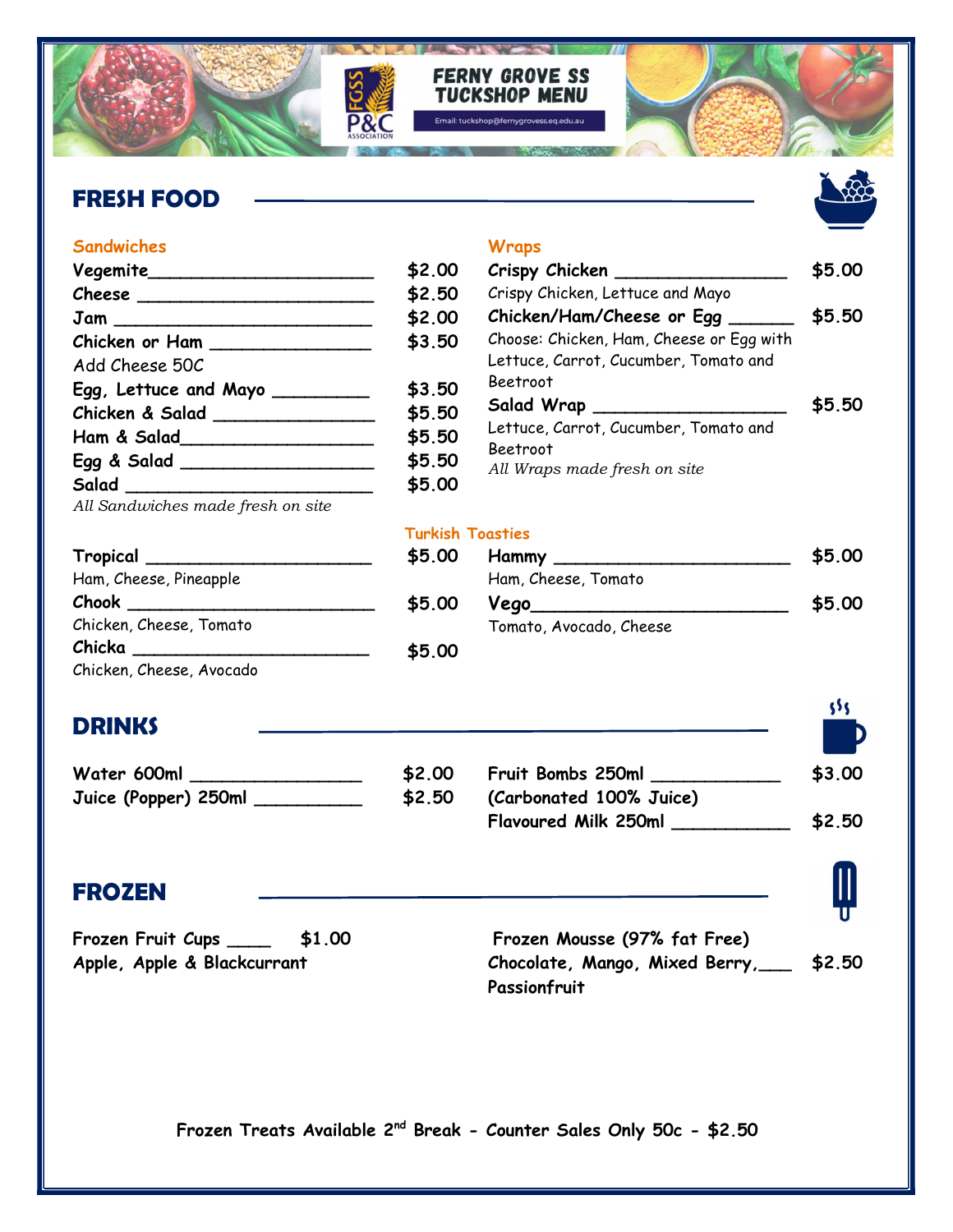# FERNY GROVE SS TUCKSHOP MENU

Email: tuckshop@fernygrovess.eq.edu.au

## FRESH FOOD

### Sandwiches

| Item | Price |
|---|---|
| **Vegemite** | $2.00 |
| **Cheese** | $2.50 |
| **Jam** | $2.00 |
| **Chicken or Ham** | $3.50 |
| Add Cheese 50C | |
| **Egg, Lettuce and Mayo** | $3.50 |
| **Chicken & Salad** | $5.50 |
| **Ham & Salad** | $5.50 |
| **Egg & Salad** | $5.50 |
| **Salad** | $5.00 |

*All Sandwiches made fresh on site*

### Wraps

| Item | Price |
|---|---|
| **Crispy Chicken** | $5.00 |
| Crispy Chicken, Lettuce and Mayo | |
| **Chicken/Ham/Cheese or Egg** | $5.50 |
| Choose: Chicken, Ham, Cheese or Egg with Lettuce, Carrot, Cucumber, Tomato and Beetroot | |
| **Salad Wrap** | $5.50 |
| Lettuce, Carrot, Cucumber, Tomato and Beetroot | |

*All Wraps made fresh on site*

### Turkish Toasties

| Item | Price |
|---|---|
| **Tropical** | $5.00 |
| Ham, Cheese, Pineapple | |
| **Chook** | $5.00 |
| Chicken, Cheese, Tomato | |
| **Chicka** | $5.00 |
| Chicken, Cheese, Avocado | |
| **Hammy** | $5.00 |
| Ham, Cheese, Tomato | |
| **Vego** | $5.00 |
| Tomato, Avocado, Cheese | |

## DRINKS

| Item | Price |
|---|---|
| **Water 600ml** | $2.00 |
| **Juice (Popper) 250ml** | $2.50 |
| **Fruit Bombs 250ml (Carbonated 100% Juice)** | $3.00 |
| **Flavoured Milk 250ml** | $2.50 |

## FROZEN

| Item | Price |
|---|---|
| **Frozen Fruit Cups** – Apple, Apple & Blackcurrant | $1.00 |
| **Frozen Mousse (97% fat Free)** – Chocolate, Mango, Mixed Berry, Passionfruit | $2.50 |

**Frozen Treats Available 2nd Break - Counter Sales Only 50c - $2.50**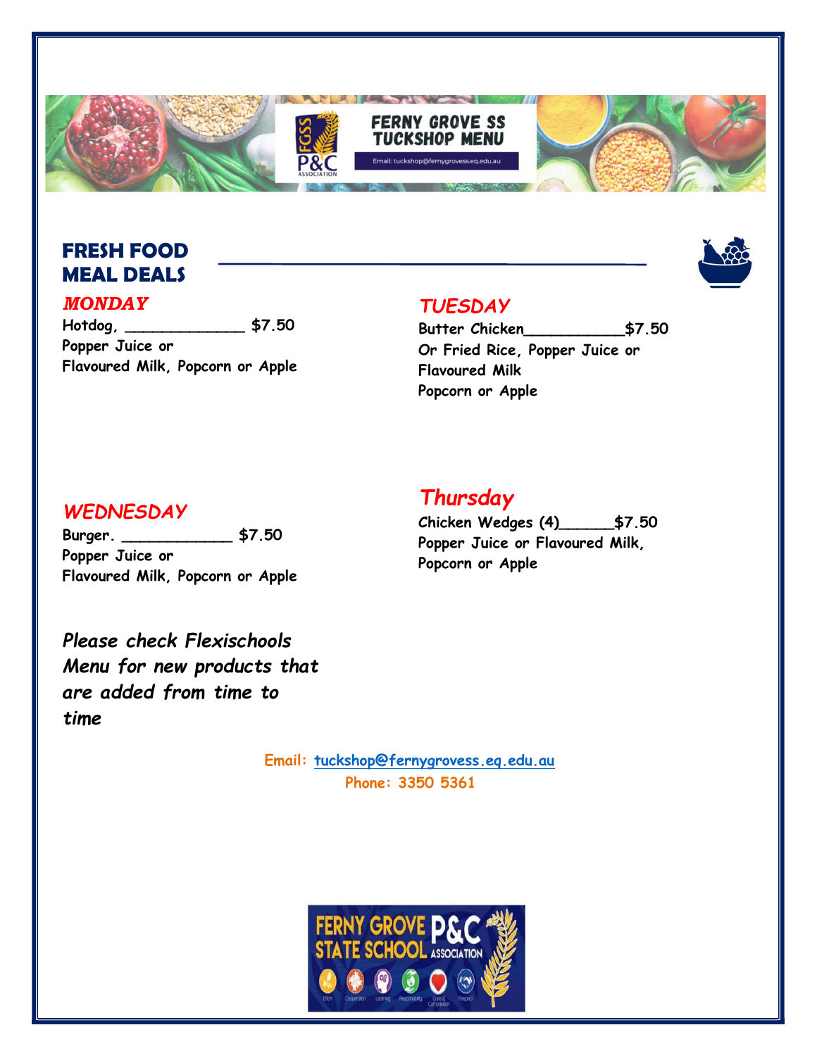FERNY GROVE SS TUCKSHOP MENU

Email: tuckshop@fernygrovess.eq.edu.au

## FRESH FOOD MEAL DEALS

### *MONDAY*

Hotdog, _____________ $7.50
Popper Juice or
Flavoured Milk, Popcorn or Apple

### *TUESDAY*

Butter Chicken___________$7.50
Or Fried Rice, Popper Juice or
Flavoured Milk
Popcorn or Apple

### *WEDNESDAY*

Burger. ____________ $7.50
Popper Juice or
Flavoured Milk, Popcorn or Apple

### *Thursday*

Chicken Wedges (4)______$7.50
Popper Juice or Flavoured Milk,
Popcorn or Apple

***Please check Flexischools Menu for new products that are added from time to time***

Email: tuckshop@fernygrovess.eq.edu.au
Phone: 3350 5361

FERNY GROVE STATE SCHOOL P&C ASSOCIATION